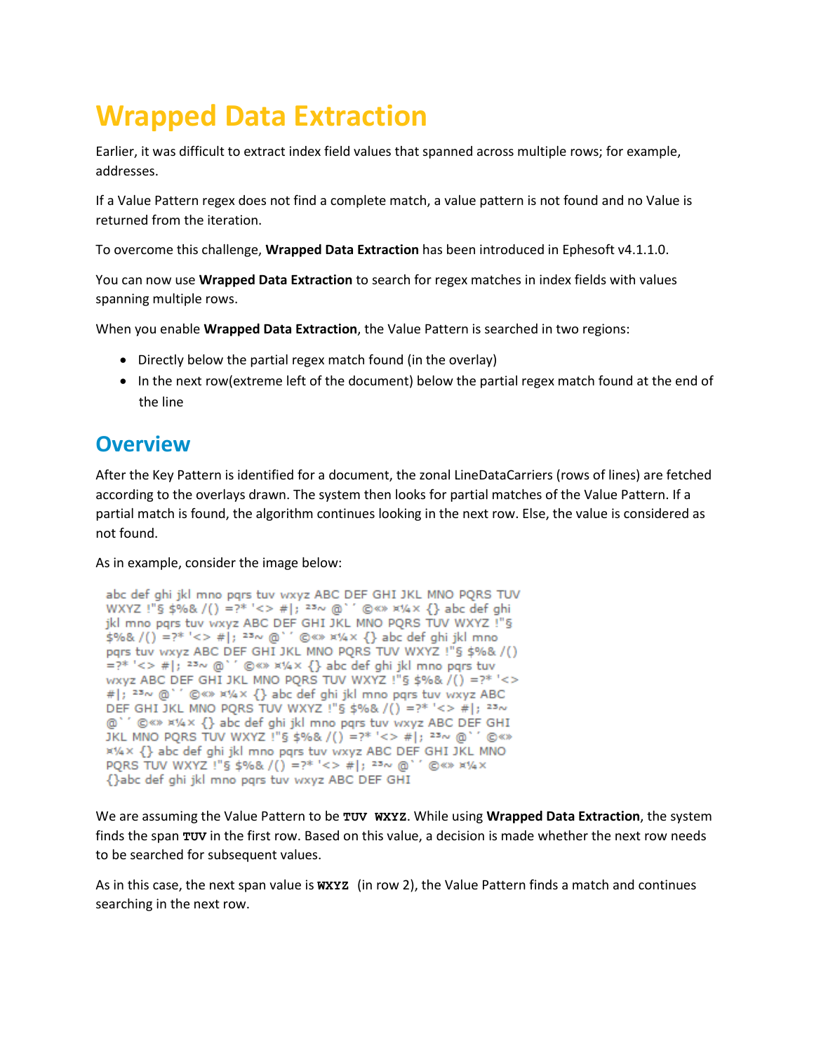# Wrapped Data Extraction

Earlier, it was difficult to extract index field values that spanned across multiple rows; for example, addresses.

If a Value Pattern regex does not find a complete match, a value pattern is not found and no Value is returned from the iteration.

To overcome this challenge, **Wrapped Data Extraction** has been introduced in Ephesoft v4.1.1.0.

You can now use **Wrapped Data Extraction** to search for regex matches in index fields with values spanning multiple rows.

When you enable **Wrapped Data Extraction**, the Value Pattern is searched in two regions:

- Directly below the partial regex match found (in the overlay)
- In the next row(extreme left of the document) below the partial regex match found at the end of the line

## Overview

After the Key Pattern is identified for a document, the zonal LineDataCarriers (rows of lines) are fetched according to the overlays drawn. The system then looks for partial matches of the Value Pattern. If a partial match is found, the algorithm continues looking in the next row. Else, the value is considered as not found.

As in example, consider the image below:

```
abc def ghi jkl mno pqrs tuv wxyz ABC DEF GHI JKL MNO PQRS TUV
WXYZ !"§ $%& /() =?* '<> #|; ²³~ @`´ ©«» ¤¼× {} abc def ghi
jkl mno pqrs tuv wxyz ABC DEF GHI JKL MNO PQRS TUV WXYZ !"§
$%& /() =?* '<> #|; ²³~ @`´ ©«» ¤¼× {} abc def ghi jkl mno
pqrs tuv wxyz ABC DEF GHI JKL MNO PQRS TUV WXYZ !"§ $%& /()
=?* '<> #|; ²³~ @`´ ©«» ¤¼× {} abc def ghi jkl mno pqrs tuv
wxyz ABC DEF GHI JKL MNO PQRS TUV WXYZ !"§ $%& /() =?* '<>
#|; ²³~ @`´ ©«» ¤¼× {} abc def ghi jkl mno pqrs tuv wxyz ABC
DEF GHI JKL MNO PQRS TUV WXYZ !"§ $%& /() =?* '<> #|; ²³~
@`´ ©«» ¤¼× {} abc def ghi jkl mno pqrs tuv wxyz ABC DEF GHI
JKL MNO PQRS TUV WXYZ !"§ $%& /() =?* '<> #|; ²³~ @`´ ©«»
¤¼× {} abc def ghi jkl mno pqrs tuv wxyz ABC DEF GHI JKL MNO
PQRS TUV WXYZ !"§ $%& /() =?* '<> #|; ²³~ @`´ ©«» ¤¼×
{}abc def ghi jkl mno pqrs tuv wxyz ABC DEF GHI
```

We are assuming the Value Pattern to be `TUV WXYZ`. While using **Wrapped Data Extraction**, the system finds the span `TUV` in the first row. Based on this value, a decision is made whether the next row needs to be searched for subsequent values.

As in this case, the next span value is `WXYZ` (in row 2), the Value Pattern finds a match and continues searching in the next row.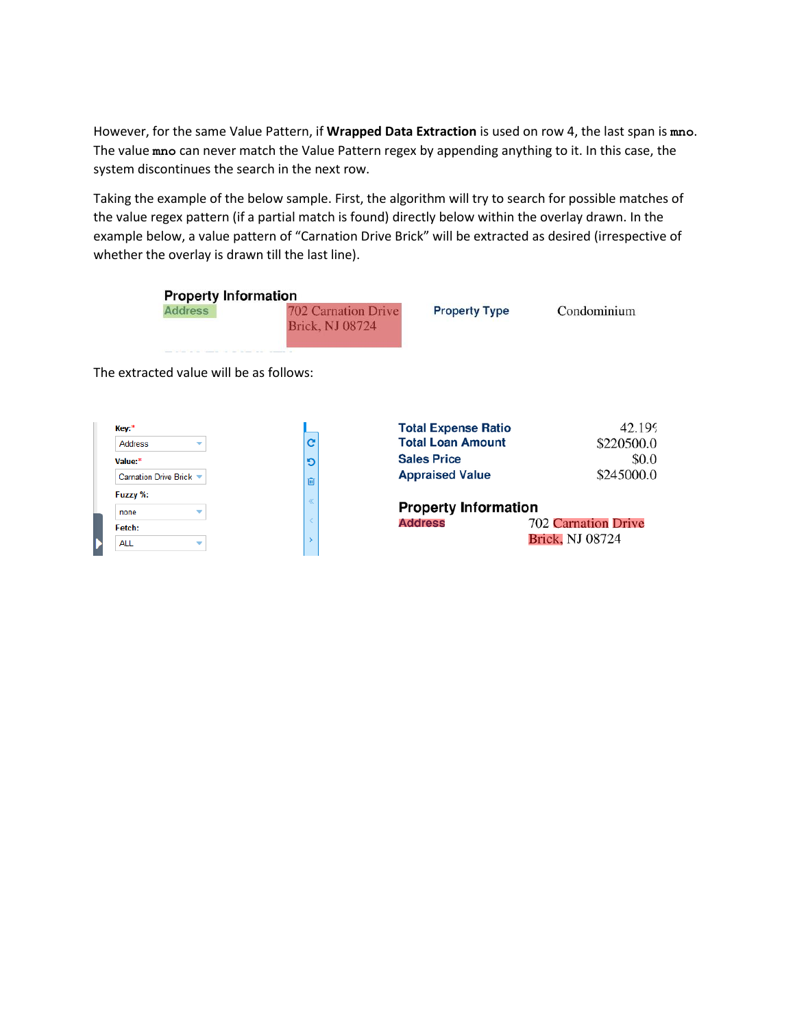However, for the same Value Pattern, if **Wrapped Data Extraction** is used on row 4, the last span is `mno`. The value `mno` can never match the Value Pattern regex by appending anything to it. In this case, the system discontinues the search in the next row.

Taking the example of the below sample. First, the algorithm will try to search for possible matches of the value regex pattern (if a partial match is found) directly below within the overlay drawn. In the example below, a value pattern of "Carnation Drive Brick" will be extracted as desired (irrespective of whether the overlay is drawn till the last line).

**Property Information**

| | | | |
|---|---|---|---|
| Address | 702 Carnation Drive Brick, NJ 08724 | Property Type | Condominium |

The extracted value will be as follows:

Key:* Address

Value:* Carnation Drive Brick

Fuzzy %: none

Fetch: ALL

| | |
|---|---|
| Total Expense Ratio | 42.19 |
| Total Loan Amount | $220500.0 |
| Sales Price | $0.0 |
| Appraised Value | $245000.0 |

**Property Information**

| | |
|---|---|
| Address | 702 Carnation Drive Brick, NJ 08724 |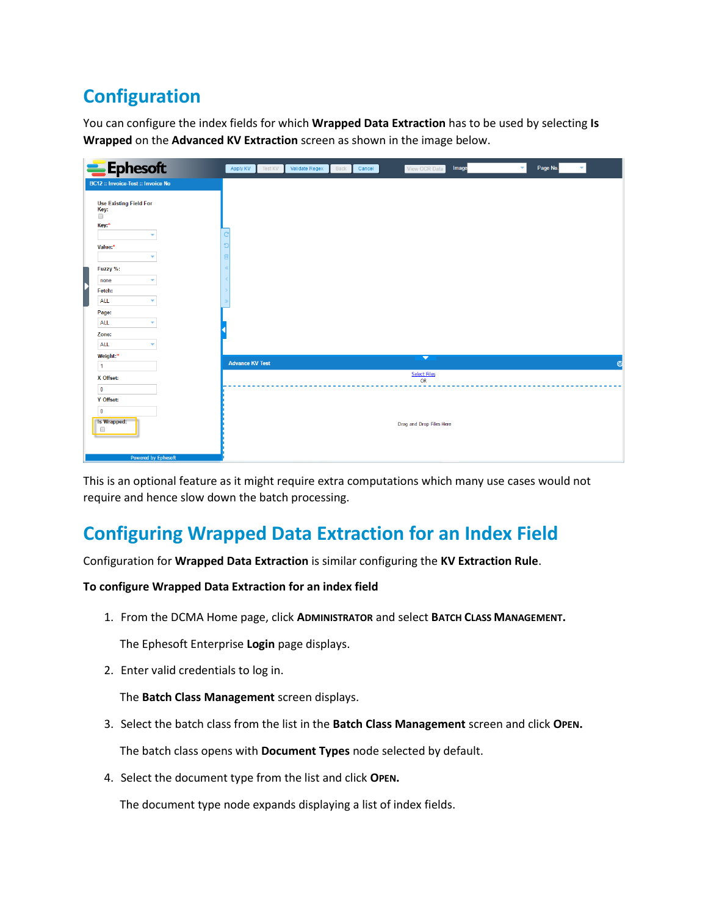# Configuration

You can configure the index fields for which **Wrapped Data Extraction** has to be used by selecting **Is Wrapped** on the **Advanced KV Extraction** screen as shown in the image below.

This is an optional feature as it might require extra computations which many use cases would not require and hence slow down the batch processing.

# Configuring Wrapped Data Extraction for an Index Field

Configuration for **Wrapped Data Extraction** is similar configuring the **KV Extraction Rule**.

**To configure Wrapped Data Extraction for an index field**

1. From the DCMA Home page, click **ADMINISTRATOR** and select **BATCH CLASS MANAGEMENT.**

   The Ephesoft Enterprise **Login** page displays.

2. Enter valid credentials to log in.

   The **Batch Class Management** screen displays.

3. Select the batch class from the list in the **Batch Class Management** screen and click **OPEN.**

   The batch class opens with **Document Types** node selected by default.

4. Select the document type from the list and click **OPEN.**

   The document type node expands displaying a list of index fields.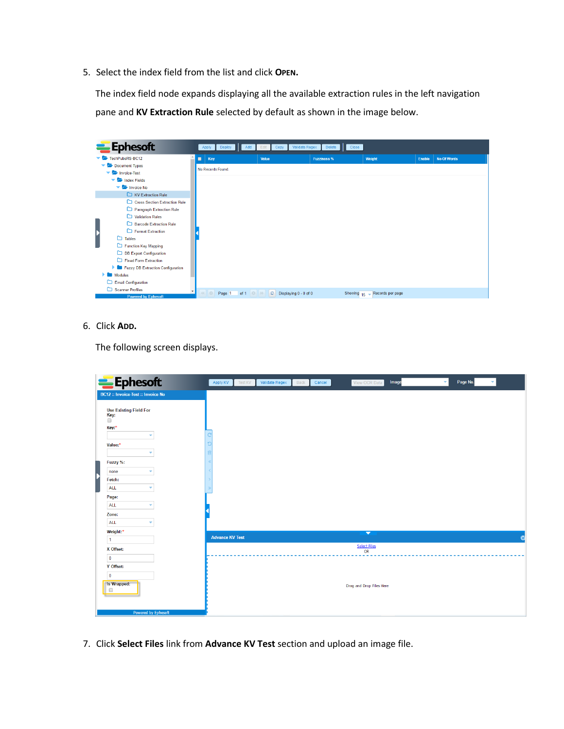5. Select the index field from the list and click **OPEN.**

   The index field node expands displaying all the available extraction rules in the left navigation pane and **KV Extraction Rule** selected by default as shown in the image below.

6. Click **ADD.**

   The following screen displays.

7. Click **Select Files** link from **Advance KV Test** section and upload an image file.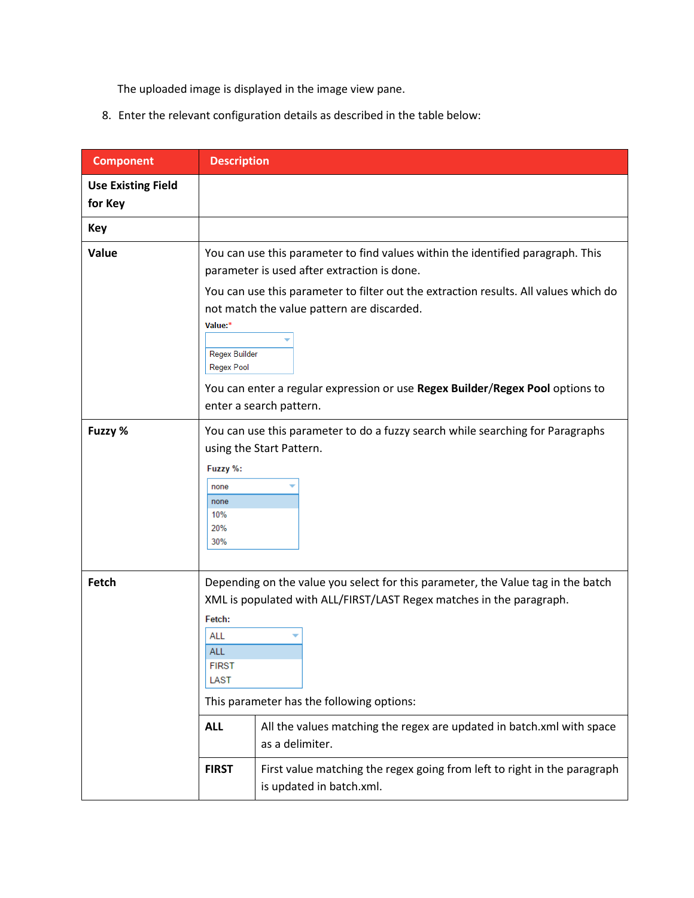The uploaded image is displayed in the image view pane.

8. Enter the relevant configuration details as described in the table below:

| Component | Description |
|---|---|
| **Use Existing Field for Key** | |
| **Key** | |
| **Value** | You can use this parameter to find values within the identified paragraph. This parameter is used after extraction is done.<br>You can use this parameter to filter out the extraction results. All values which do not match the value pattern are discarded.<br>Value:*<br>Regex Builder<br>Regex Pool<br>You can enter a regular expression or use **Regex Builder**/**Regex Pool** options to enter a search pattern. |
| **Fuzzy %** | You can use this parameter to do a fuzzy search while searching for Paragraphs using the Start Pattern.<br>Fuzzy %:<br>none<br>none<br>10%<br>20%<br>30% |
| **Fetch** | Depending on the value you select for this parameter, the Value tag in the batch XML is populated with ALL/FIRST/LAST Regex matches in the paragraph.<br>Fetch:<br>ALL<br>ALL<br>FIRST<br>LAST<br>This parameter has the following options:<br>**ALL**: All the values matching the regex are updated in batch.xml with space as a delimiter.<br>**FIRST**: First value matching the regex going from left to right in the paragraph is updated in batch.xml. |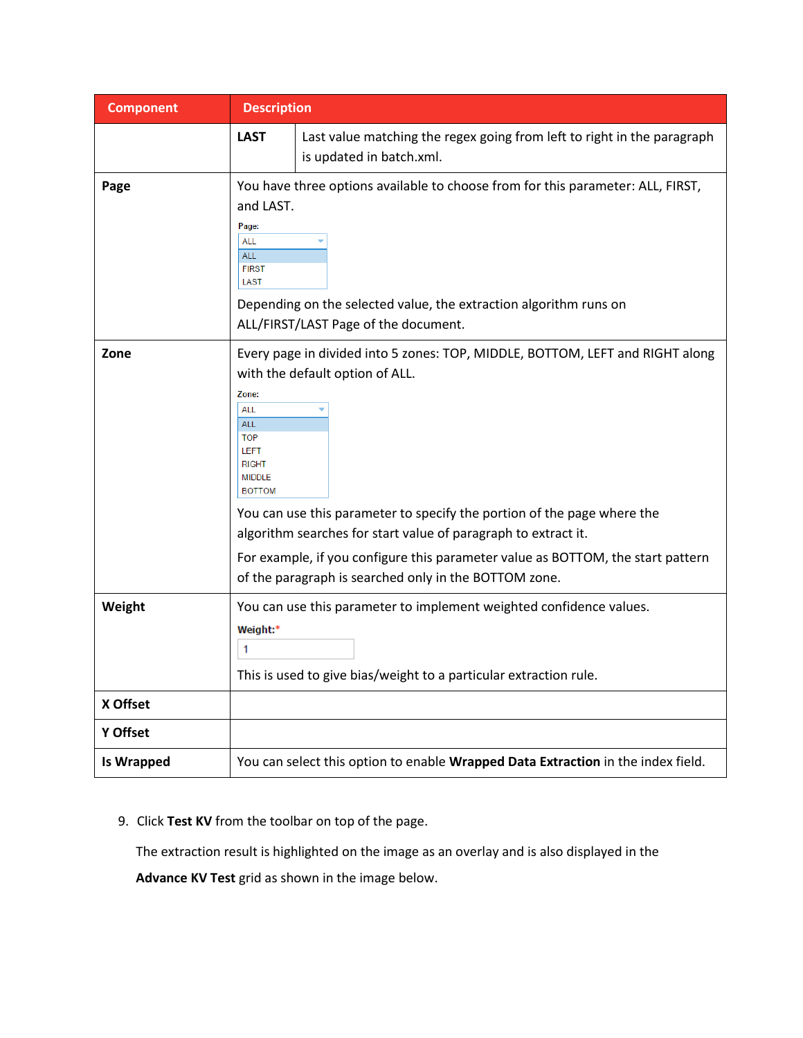| Component | Description |
| --- | --- |
| | **LAST** Last value matching the regex going from left to right in the paragraph is updated in batch.xml. |
| **Page** | You have three options available to choose from for this parameter: ALL, FIRST, and LAST.<br>Page: ALL / ALL / FIRST / LAST<br>Depending on the selected value, the extraction algorithm runs on ALL/FIRST/LAST Page of the document. |
| **Zone** | Every page in divided into 5 zones: TOP, MIDDLE, BOTTOM, LEFT and RIGHT along with the default option of ALL.<br>Zone: ALL / ALL / TOP / LEFT / RIGHT / MIDDLE / BOTTOM<br>You can use this parameter to specify the portion of the page where the algorithm searches for start value of paragraph to extract it.<br>For example, if you configure this parameter value as BOTTOM, the start pattern of the paragraph is searched only in the BOTTOM zone. |
| **Weight** | You can use this parameter to implement weighted confidence values.<br>**Weight:*** 1<br>This is used to give bias/weight to a particular extraction rule. |
| **X Offset** | |
| **Y Offset** | |
| **Is Wrapped** | You can select this option to enable **Wrapped Data Extraction** in the index field. |

9. Click **Test KV** from the toolbar on top of the page.

   The extraction result is highlighted on the image as an overlay and is also displayed in the **Advance KV Test** grid as shown in the image below.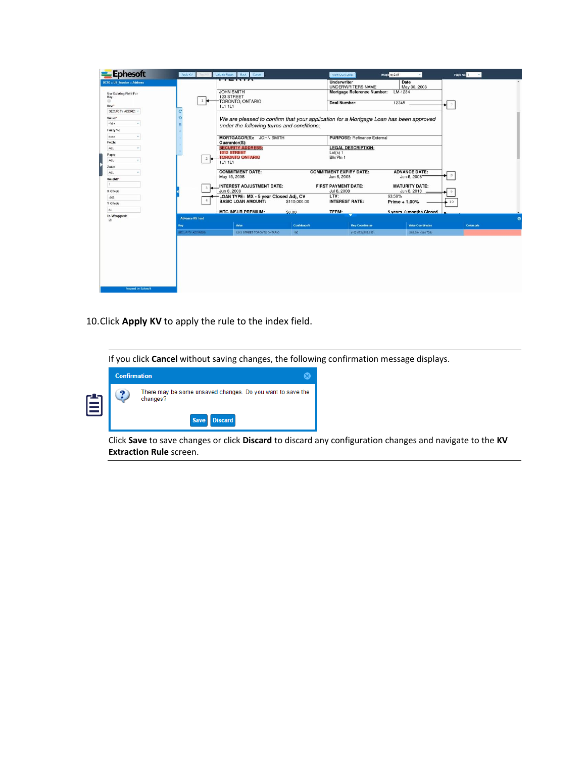10.Click **Apply KV** to apply the rule to the index field.

If you click **Cancel** without saving changes, the following confirmation message displays.

Click **Save** to save changes or click **Discard** to discard any configuration changes and navigate to the **KV Extraction Rule** screen.